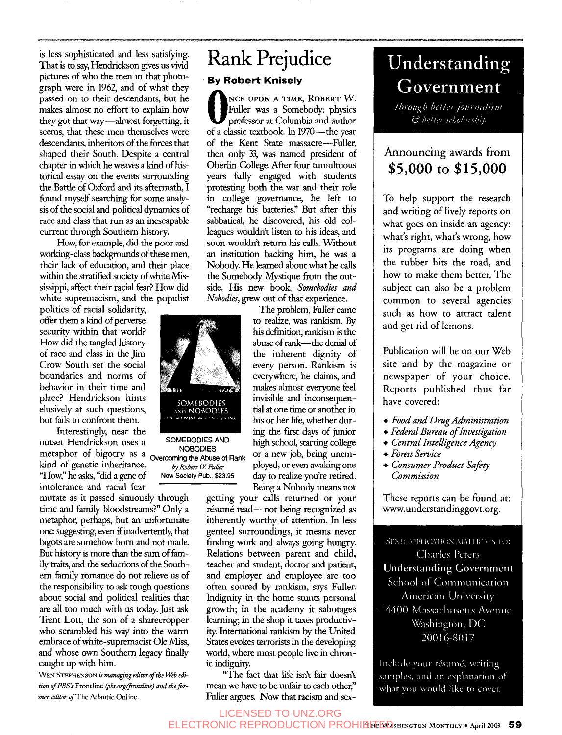is less sophisticated and less satisfying. That is to say, Hendrickson gives us vivid pictures of who the men in that photograph were in 1962, and of what they passed on to their descendants, but he makes almost no effort to explain how they got that way—almost forgetting, it seems, that these men themselves were descendants, inheritors of the forces that shaped their South. Despite a central chapter in which he weaves a kind of historical essay on the events surrounding the Battle of Oxford and its aftermath, I found myself searching for some analysis of the social and political dynamics of race and class that run as an inescapable current through Southern history.

How, for example, did the poor and working-class backgrounds of these men, their lack of education, and their place within the stratified society of white Mississippi, affect their racial fear? How did white supremacism, and the populist politics of racial solidarity, offer them a kind of perverse security within that world? How did the tangled history of race and class in the Jim Crow South set the social boundaries and norms of behavior in their time and place? Hendrickson hints elusively at such questions, but fails to confront them.

Interestingly, near the outset Hendrickson uses a metaphor of bigotry as a kind of genetic inheritance. "How," he asks, "did a gene of intolerance and racial fear mutate as it passed sinuously through time and family bloodstreams?" Only a metaphor, perhaps, but an unfortunate one: suggesting, even if inadvertently, that bigots are somehow born and not made. But history is more than the sum of family traits, and the seductions of the Southern family romance do not relieve us of the responsibility to ask tough questions about social and political realities that are all too much with us today. Just ask Trent Lott, the son of a sharecropper who scrambled his way into the warm embrace of white-supremacist Ole Miss, and whose own Southern legacy finally caught up with him.

Wen Stephenson *is managing editor of the Web edition of PBS's* Frontline *(pbs.org/frontline) and the former editor of* The Atlantic Online.

# Rank Prejudice

**By Robert Knisely**

Once upon a time, Robert W. Fuller was a Somebody: physics professor at Columbia and author of a classic textbook. In 1970—the year of the Kent State massacre—Fuller, then only 33, was named president of Oberlin College. After four tumultuous years fully engaged with students protesting both the war and their role in college governance, he left to "recharge his batteries." But after this sabbatical, he discovered, his old colleagues wouldn't listen to his ideas, and soon wouldn't return his calls. Without an institution backing him, he was a Nobody. He learned about what he calls the Somebody Mystique from the outside. His new book, *Somebodies and Nobodies*, grew out of that experience.

SOMEBODIES AND NOBODIES
Overcoming the Abuse of Rank
*by Robert W. Fuller*
New Society Pub., $23.95

The problem, Fuller came to realize, was rankism. By his definition, rankism is the abuse of rank—the denial of the inherent dignity of every person. Rankism is everywhere, he claims, and makes almost everyone feel invisible and inconsequential at one time or another in his or her life, whether during the first days of junior high school, starting college or a new job, being unemployed, or even awaking one day to realize you're retired. Being a Nobody means not getting your calls returned or your résumé read—not being recognized as inherently worthy of attention. In less genteel surroundings, it means never finding work and always going hungry. Relations between parent and child, teacher and student, doctor and patient, and employer and employee are too often soured by rankism, says Fuller. Indignity in the home stunts personal growth; in the academy it sabotages learning; in the shop it taxes productivity. International rankism by the United States evokes terrorists in the developing world, where most people live in chronic indignity.

"The fact that life isn't fair doesn't mean we have to be unfair to each other," Fuller argues. Now that racism and sex-

---

# Understanding Government

*through better journalism & better scholarship*

## Announcing awards from $5,000 to $15,000

To help support the research and writing of lively reports on what goes on inside an agency: what's right, what's wrong, how its programs are doing when the rubber hits the road, and how to make them better. The subject can also be a problem common to several agencies such as how to attract talent and get rid of lemons.

Publication will be on our Web site and by the magazine or newspaper of your choice. Reports published thus far have covered:

- *Food and Drug Administration*
- *Federal Bureau of Investigation*
- *Central Intelligence Agency*
- *Forest Service*
- *Consumer Product Safety Commission*

These reports can be found at: www.understandinggovt.org.

Send application materials to:
Charles Peters
Understanding Government
School of Communication
American University
4400 Massachusetts Avenue
Washington, DC
20016-8017

Include your résumé, writing samples, and an explanation of what you would like to cover.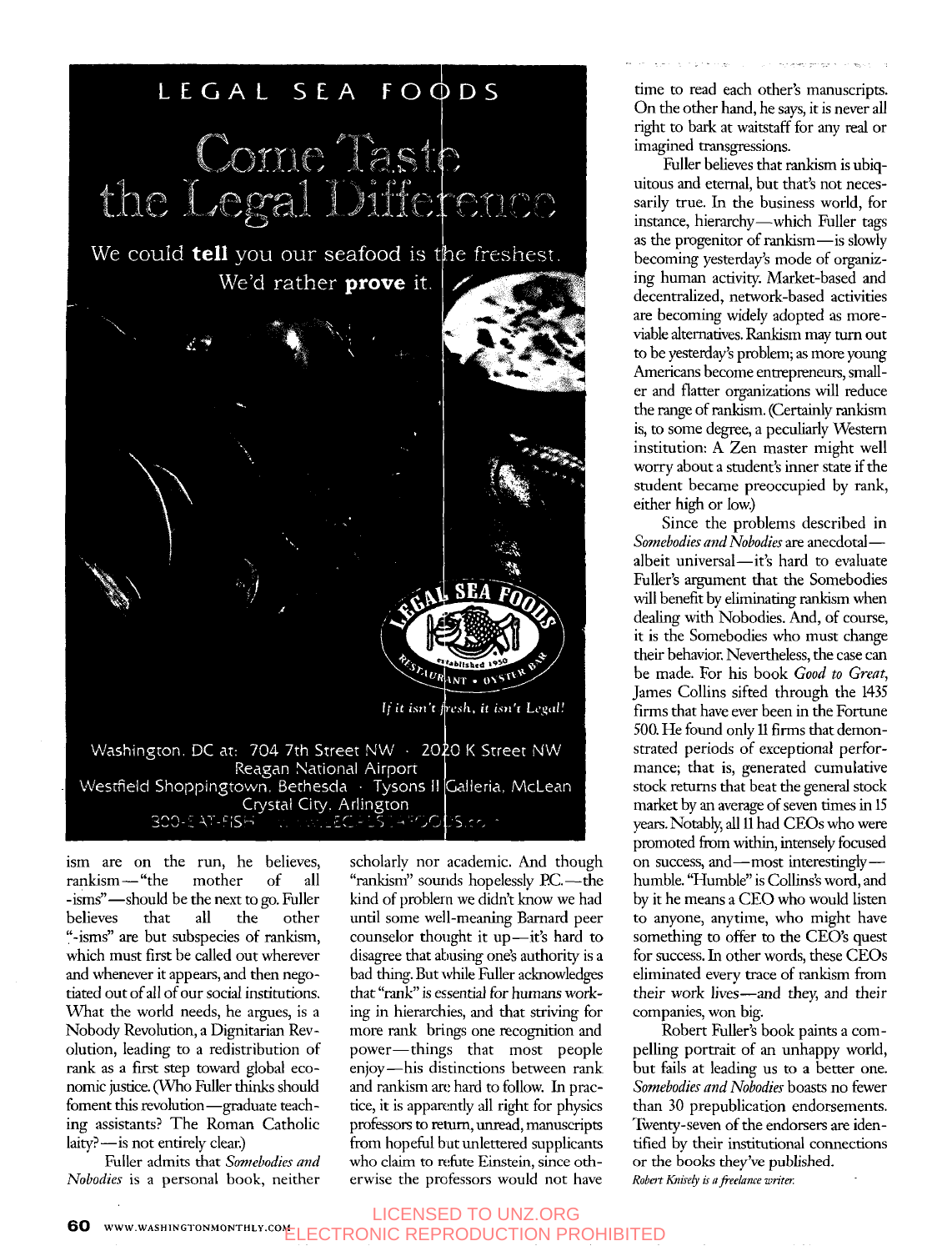ism are on the run, he believes, rankism—"the mother of all -isms"—should be the next to go. Fuller believes that all the other "-isms" are but subspecies of rankism, which must first be called out wherever and whenever it appears, and then negotiated out of all of our social institutions. What the world needs, he argues, is a Nobody Revolution, a Dignitarian Revolution, leading to a redistribution of rank as a first step toward global economic justice. (Who Fuller thinks should foment this revolution—graduate teaching assistants? The Roman Catholic laity?—is not entirely clear.)

Fuller admits that *Somebodies and Nobodies* is a personal book, neither scholarly nor academic. And though "rankism" sounds hopelessly P.C.—the kind of problem we didn't know we had until some well-meaning Barnard peer counselor thought it up—it's hard to disagree that abusing one's authority is a bad thing. But while Fuller acknowledges that "rank" is essential for humans working in hierarchies, and that striving for more rank brings one recognition and power—things that most people enjoy—his distinctions between rank and rankism are hard to follow. In practice, it is apparently all right for physics professors to return, unread, manuscripts from hopeful but unlettered supplicants who claim to refute Einstein, since otherwise the professors would not have time to read each other's manuscripts. On the other hand, he says, it is never all right to bark at waitstaff for any real or imagined transgressions.

Fuller believes that rankism is ubiquitous and eternal, but that's not necessarily true. In the business world, for instance, hierarchy—which Fuller tags as the progenitor of rankism—is slowly becoming yesterday's mode of organizing human activity. Market-based and decentralized, network-based activities are becoming widely adopted as more-viable alternatives. Rankism may turn out to be yesterday's problem; as more young Americans become entrepreneurs, smaller and flatter organizations will reduce the range of rankism. (Certainly rankism is, to some degree, a peculiarly Western institution: A Zen master might well worry about a student's inner state if the student became preoccupied by rank, either high or low.)

Since the problems described in *Somebodies and Nobodies* are anecdotal—albeit universal—it's hard to evaluate Fuller's argument that the Somebodies will benefit by eliminating rankism when dealing with Nobodies. And, of course, it is the Somebodies who must change their behavior. Nevertheless, the case can be made. For his book *Good to Great*, James Collins sifted through the 1435 firms that have ever been in the Fortune 500. He found only 11 firms that demonstrated periods of exceptional performance; that is, generated cumulative stock returns that beat the general stock market by an average of seven times in 15 years. Notably, all 11 had CEOs who were promoted from within, intensely focused on success, and—most interestingly—humble. "Humble" is Collins's word, and by it he means a CEO who would listen to anyone, anytime, who might have something to offer to the CEO's quest for success. In other words, these CEOs eliminated every trace of rankism from their work lives—and they, and their companies, won big.

Robert Fuller's book paints a compelling portrait of an unhappy world, but fails at leading us to a better one. *Somebodies and Nobodies* boasts no fewer than 30 prepublication endorsements. Twenty-seven of the endorsers are identified by their institutional connections or the books they've published.

*Robert Knisely is a freelance writer.*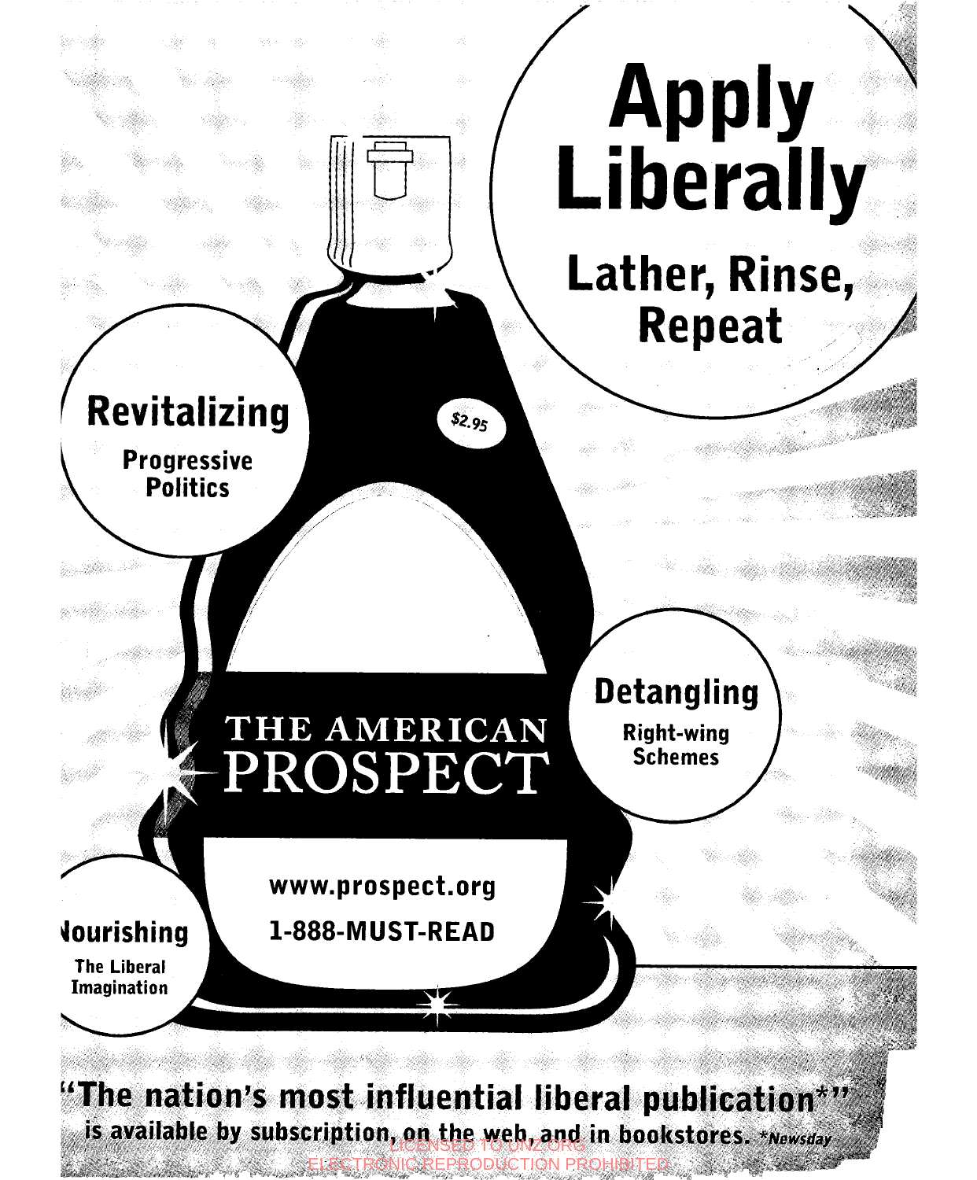# Apply Liberally

## Lather, Rinse, Repeat

**Revitalizing**
Progressive Politics

$2.95

**Detangling**
Right-wing Schemes

**Nourishing**
The Liberal Imagination

THE AMERICAN PROSPECT

www.prospect.org

1-888-MUST-READ

**"The nation's most influential liberal publication*"** is available by subscription, on the web, and in bookstores. *Newsday

LICENSED TO UNZ.ORG
ELECTRONIC REPRODUCTION PROHIBITED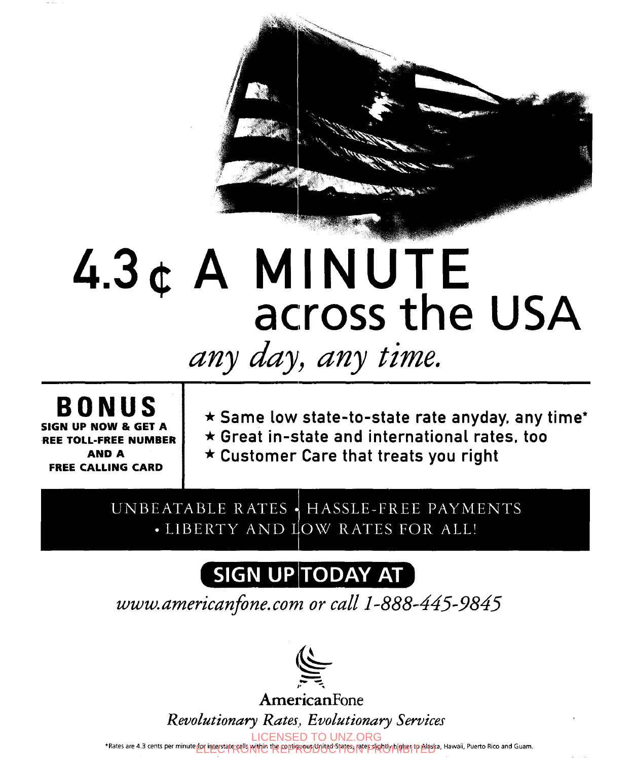# 4.3¢ A MINUTE across the USA

*any day, any time.*

**BONUS**

**SIGN UP NOW & GET A REE TOLL-FREE NUMBER AND A FREE CALLING CARD**

- ★ Same low state-to-state rate anyday, any time*
- ★ Great in-state and international rates, too
- ★ Customer Care that treats you right

UNBEATABLE RATES • HASSLE-FREE PAYMENTS • LIBERTY AND LOW RATES FOR ALL!

**SIGN UP TODAY AT**

*www.americanfone.com or call 1-888-445-9845*

AmericanFone

*Revolutionary Rates, Evolutionary Services*

*Rates are 4.3 cents per minute for interstate calls within the contiguous United States, rates slightly higher to Alaska, Hawaii, Puerto Rico and Guam.

LICENSED TO UNZ.ORG
ELECTRONIC REPRODUCTION PROHIBITED